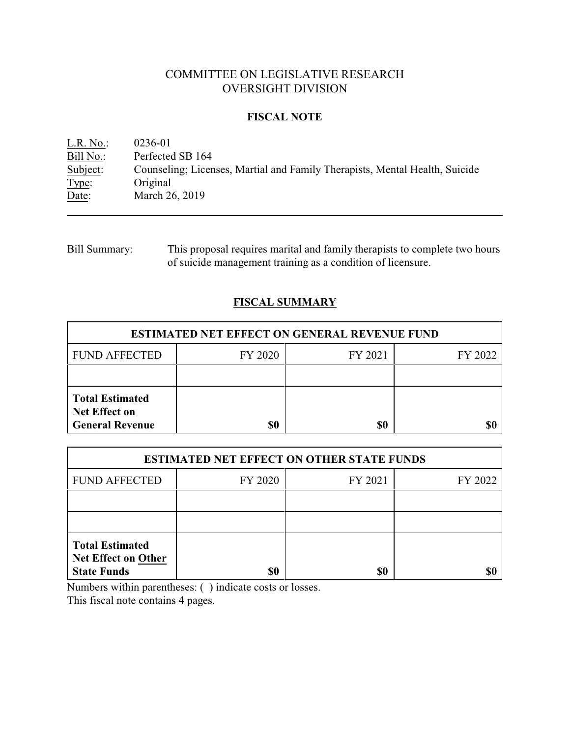COMMITTEE ON LEGISLATIVE RESEARCH
OVERSIGHT DIVISION

**FISCAL NOTE**

L.R. No.: 0236-01
Bill No.: Perfected SB 164
Subject: Counseling; Licenses, Martial and Family Therapists, Mental Health, Suicide
Type: Original
Date: March 26, 2019

---

Bill Summary: This proposal requires marital and family therapists to complete two hours of suicide management training as a condition of licensure.

**FISCAL SUMMARY**

| ESTIMATED NET EFFECT ON GENERAL REVENUE FUND | | | |
|---|---|---|---|
| FUND AFFECTED | FY 2020 | FY 2021 | FY 2022 |
| | | | |
| **Total Estimated Net Effect on General Revenue** | **$0** | **$0** | **$0** |

| ESTIMATED NET EFFECT ON OTHER STATE FUNDS | | | |
|---|---|---|---|
| FUND AFFECTED | FY 2020 | FY 2021 | FY 2022 |
| | | | |
| | | | |
| **Total Estimated Net Effect on Other State Funds** | **$0** | **$0** | **$0** |

Numbers within parentheses: ( ) indicate costs or losses.
This fiscal note contains 4 pages.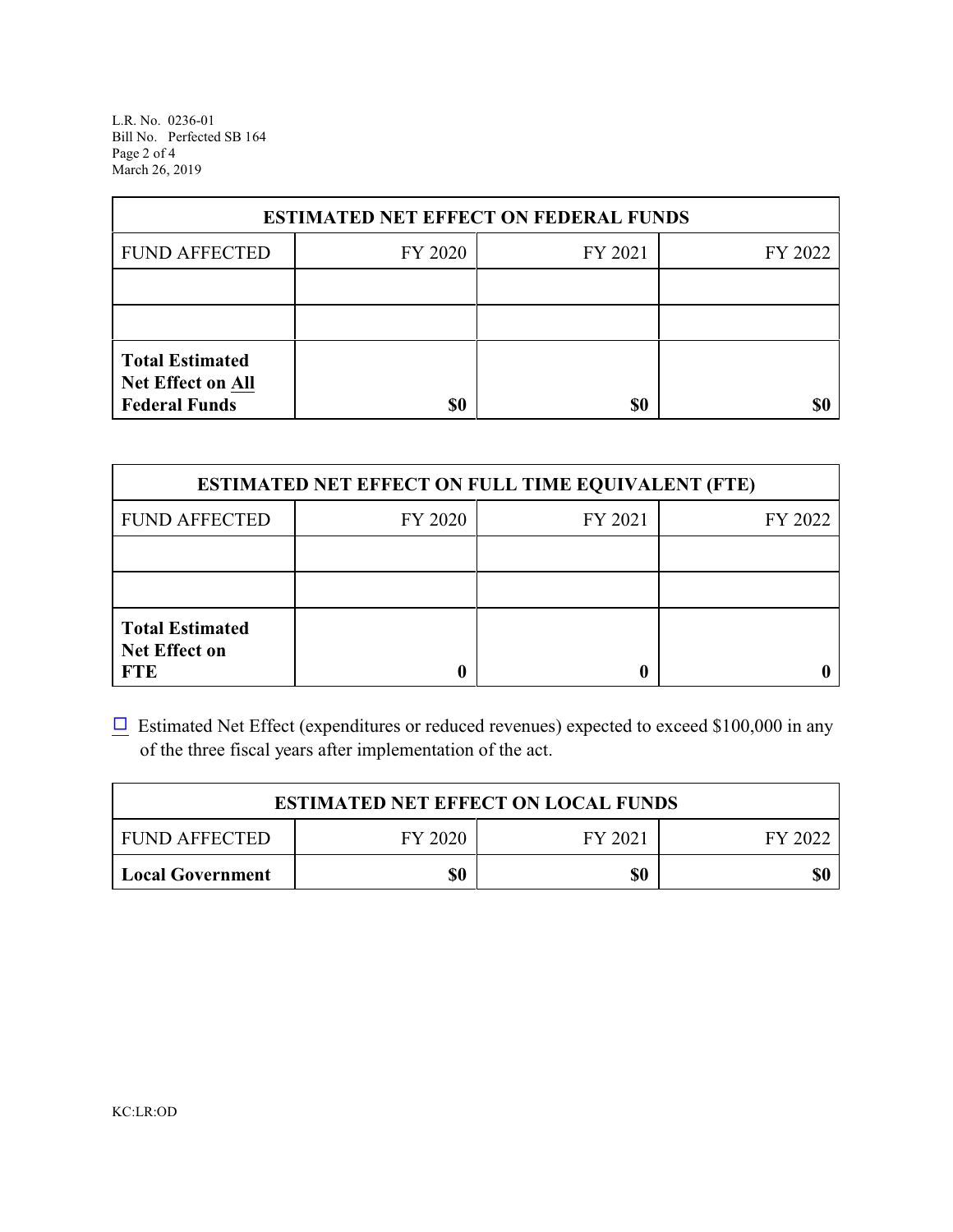| ESTIMATED NET EFFECT ON FEDERAL FUNDS | | | |
|---|---|---|---|
| FUND AFFECTED | FY 2020 | FY 2021 | FY 2022 |
| | | | |
| | | | |
| **Total Estimated Net Effect on All Federal Funds** | **$0** | **$0** | **$0** |

| ESTIMATED NET EFFECT ON FULL TIME EQUIVALENT (FTE) | | | |
|---|---|---|---|
| FUND AFFECTED | FY 2020 | FY 2021 | FY 2022 |
| | | | |
| | | | |
| **Total Estimated Net Effect on FTE** | **0** | **0** | **0** |

☐ Estimated Net Effect (expenditures or reduced revenues) expected to exceed $100,000 in any of the three fiscal years after implementation of the act.

| ESTIMATED NET EFFECT ON LOCAL FUNDS | | | |
|---|---|---|---|
| FUND AFFECTED | FY 2020 | FY 2021 | FY 2022 |
| **Local Government** | **$0** | **$0** | **$0** |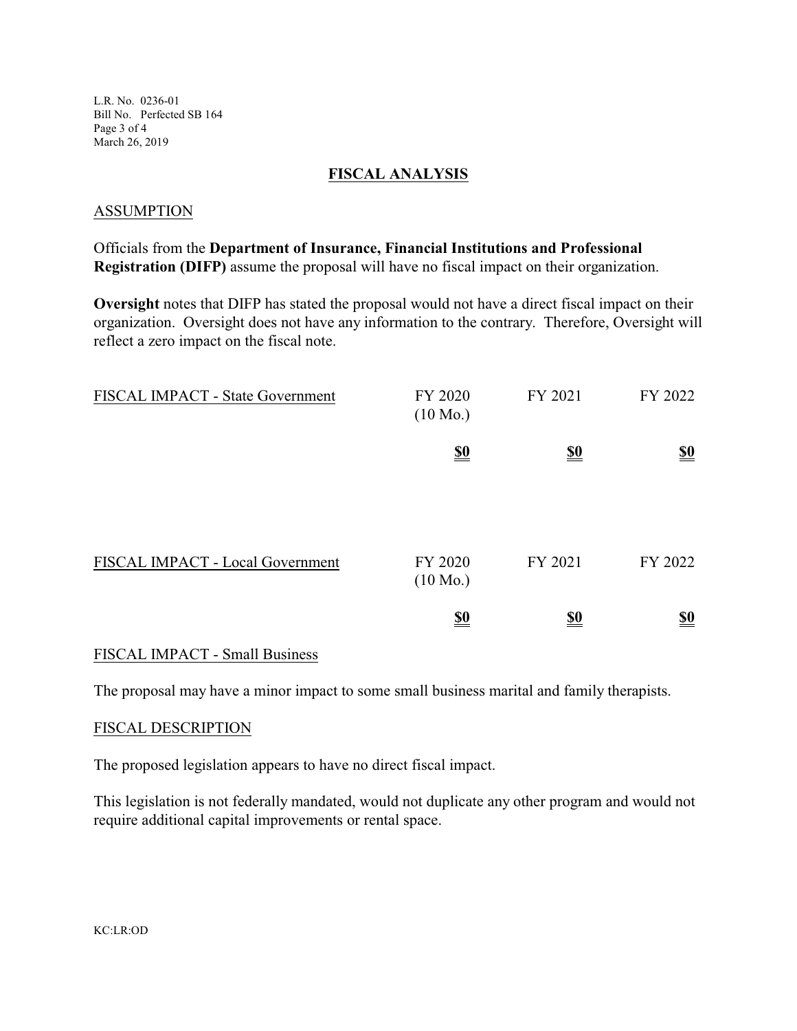## FISCAL ANALYSIS

### ASSUMPTION

Officials from the **Department of Insurance, Financial Institutions and Professional Registration (DIFP)** assume the proposal will have no fiscal impact on their organization.

**Oversight** notes that DIFP has stated the proposal would not have a direct fiscal impact on their organization. Oversight does not have any information to the contrary. Therefore, Oversight will reflect a zero impact on the fiscal note.

| FISCAL IMPACT - State Government | FY 2020 (10 Mo.) | FY 2021 | FY 2022 |
|---|---|---|---|
| | **$0** | **$0** | **$0** |

| FISCAL IMPACT - Local Government | FY 2020 (10 Mo.) | FY 2021 | FY 2022 |
|---|---|---|---|
| | **$0** | **$0** | **$0** |

### FISCAL IMPACT - Small Business

The proposal may have a minor impact to some small business marital and family therapists.

### FISCAL DESCRIPTION

The proposed legislation appears to have no direct fiscal impact.

This legislation is not federally mandated, would not duplicate any other program and would not require additional capital improvements or rental space.

KC:LR:OD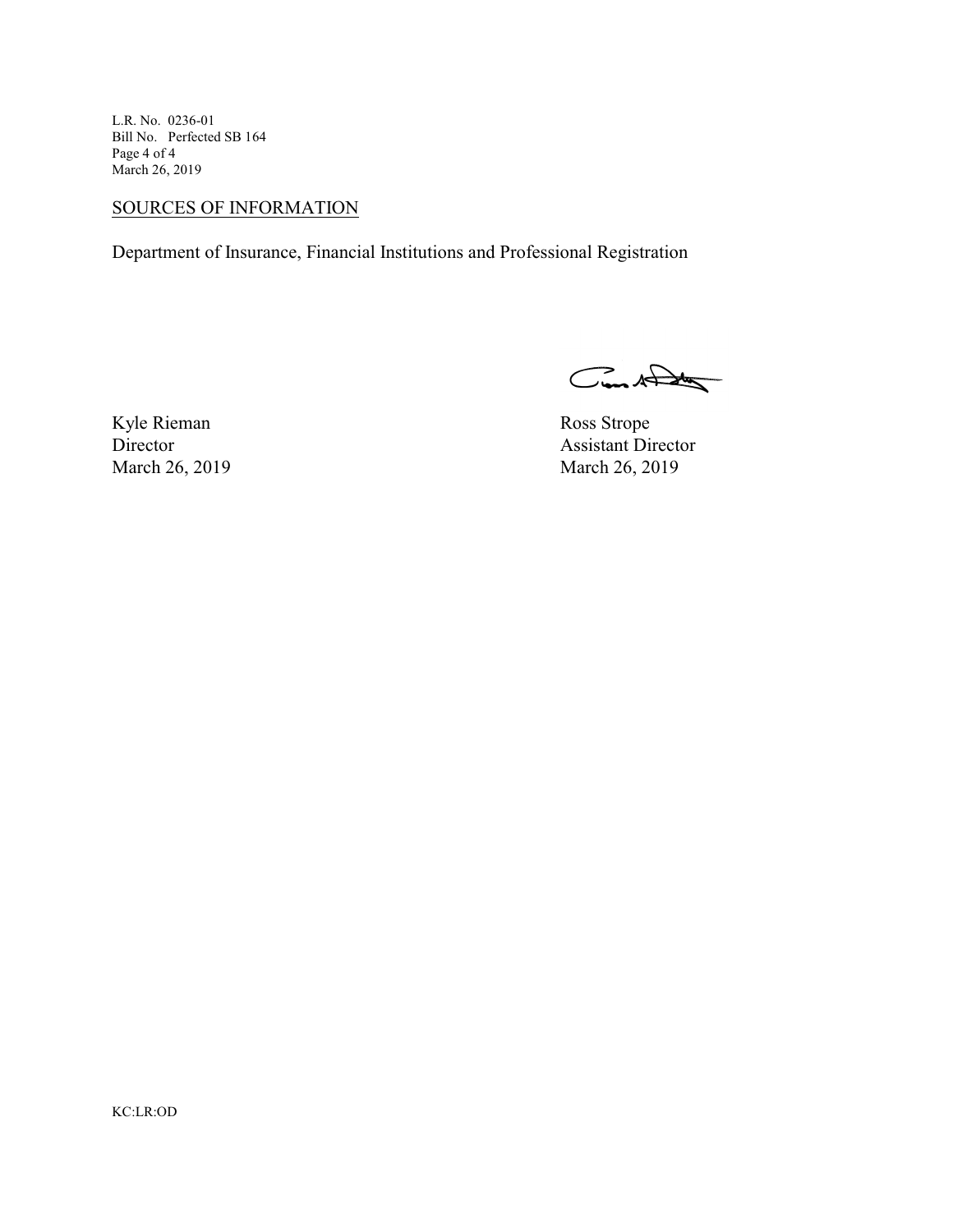## SOURCES OF INFORMATION

Department of Insurance, Financial Institutions and Professional Registration

| | |
|---|---|
| Kyle Rieman | Ross Strope |
| Director | Assistant Director |
| March 26, 2019 | March 26, 2019 |

KC:LR:OD